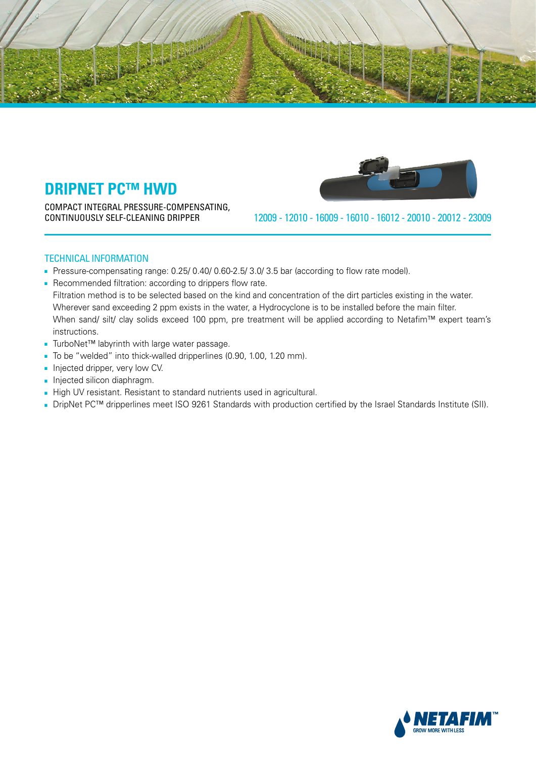# DRIPNET PC™ HWD

COMPACT INTEGRAL PRESSURE-COMPENSATING, CONTINUOUSLY SELF-CLEANING DRIPPER

12009 - 12010 - 16009 - 16010 - 16012 - 20010 - 20012 - 23009

## TECHNICAL INFORMATION

- Pressure-compensating range: 0.25/ 0.40/ 0.60-2.5/ 3.0/ 3.5 bar (according to flow rate model).
- Recommended filtration: according to drippers flow rate.
  Filtration method is to be selected based on the kind and concentration of the dirt particles existing in the water.
  Wherever sand exceeding 2 ppm exists in the water, a Hydrocyclone is to be installed before the main filter.
  When sand/ silt/ clay solids exceed 100 ppm, pre treatment will be applied according to Netafim™ expert team's instructions.
- TurboNet™ labyrinth with large water passage.
- To be "welded" into thick-walled dripperlines (0.90, 1.00, 1.20 mm).
- Injected dripper, very low CV.
- Injected silicon diaphragm.
- High UV resistant. Resistant to standard nutrients used in agricultural.
- DripNet PC™ dripperlines meet ISO 9261 Standards with production certified by the Israel Standards Institute (SII).

NETAFIM™ GROW MORE WITH LESS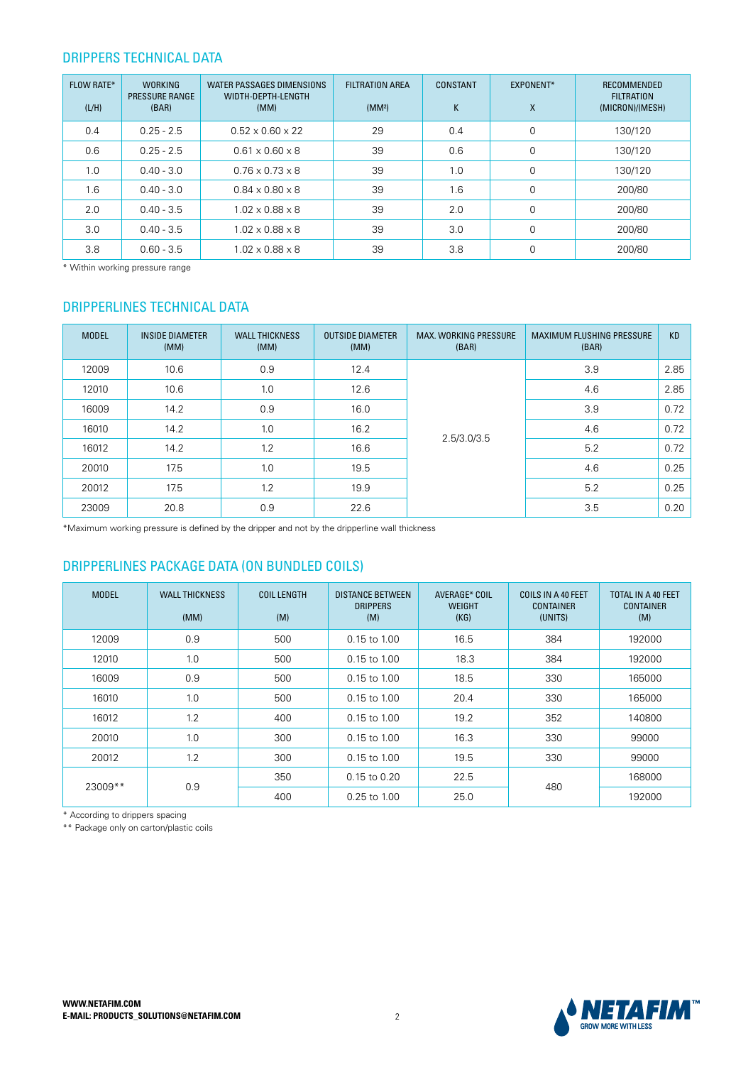## DRIPPERS TECHNICAL DATA

| FLOW RATE* (L/H) | WORKING PRESSURE RANGE (BAR) | WATER PASSAGES DIMENSIONS WIDTH-DEPTH-LENGTH (MM) | FILTRATION AREA ($MM^2$) | CONSTANT K | EXPONENT* X | RECOMMENDED FILTRATION (MICRON)/(MESH) |
|---|---|---|---|---|---|---|
| 0.4 | 0.25 - 2.5 | 0.52 x 0.60 x 22 | 29 | 0.4 | 0 | 130/120 |
| 0.6 | 0.25 - 2.5 | 0.61 x 0.60 x 8 | 39 | 0.6 | 0 | 130/120 |
| 1.0 | 0.40 - 3.0 | 0.76 x 0.73 x 8 | 39 | 1.0 | 0 | 130/120 |
| 1.6 | 0.40 - 3.0 | 0.84 x 0.80 x 8 | 39 | 1.6 | 0 | 200/80 |
| 2.0 | 0.40 - 3.5 | 1.02 x 0.88 x 8 | 39 | 2.0 | 0 | 200/80 |
| 3.0 | 0.40 - 3.5 | 1.02 x 0.88 x 8 | 39 | 3.0 | 0 | 200/80 |
| 3.8 | 0.60 - 3.5 | 1.02 x 0.88 x 8 | 39 | 3.8 | 0 | 200/80 |

* Within working pressure range

## DRIPPERLINES TECHNICAL DATA

| MODEL | INSIDE DIAMETER (MM) | WALL THICKNESS (MM) | OUTSIDE DIAMETER (MM) | MAX. WORKING PRESSURE (BAR) | MAXIMUM FLUSHING PRESSURE (BAR) | KD |
|---|---|---|---|---|---|---|
| 12009 | 10.6 | 0.9 | 12.4 | 2.5/3.0/3.5 | 3.9 | 2.85 |
| 12010 | 10.6 | 1.0 | 12.6 | | 4.6 | 2.85 |
| 16009 | 14.2 | 0.9 | 16.0 | | 3.9 | 0.72 |
| 16010 | 14.2 | 1.0 | 16.2 | | 4.6 | 0.72 |
| 16012 | 14.2 | 1.2 | 16.6 | | 5.2 | 0.72 |
| 20010 | 17.5 | 1.0 | 19.5 | | 4.6 | 0.25 |
| 20012 | 17.5 | 1.2 | 19.9 | | 5.2 | 0.25 |
| 23009 | 20.8 | 0.9 | 22.6 | | 3.5 | 0.20 |

*Maximum working pressure is defined by the dripper and not by the dripperline wall thickness

## DRIPPERLINES PACKAGE DATA (ON BUNDLED COILS)

| MODEL | WALL THICKNESS (MM) | COIL LENGTH (M) | DISTANCE BETWEEN DRIPPERS (M) | AVERAGE* COIL WEIGHT (KG) | COILS IN A 40 FEET CONTAINER (UNITS) | TOTAL IN A 40 FEET CONTAINER (M) |
|---|---|---|---|---|---|---|
| 12009 | 0.9 | 500 | 0.15 to 1.00 | 16.5 | 384 | 192000 |
| 12010 | 1.0 | 500 | 0.15 to 1.00 | 18.3 | 384 | 192000 |
| 16009 | 0.9 | 500 | 0.15 to 1.00 | 18.5 | 330 | 165000 |
| 16010 | 1.0 | 500 | 0.15 to 1.00 | 20.4 | 330 | 165000 |
| 16012 | 1.2 | 400 | 0.15 to 1.00 | 19.2 | 352 | 140800 |
| 20010 | 1.0 | 300 | 0.15 to 1.00 | 16.3 | 330 | 99000 |
| 20012 | 1.2 | 300 | 0.15 to 1.00 | 19.5 | 330 | 99000 |
| 23009** | 0.9 | 350 | 0.15 to 0.20 | 22.5 | 480 | 168000 |
| | | 400 | 0.25 to 1.00 | 25.0 | | 192000 |

* According to drippers spacing

** Package only on carton/plastic coils

**WWW.NETAFIM.COM**
**E-MAIL: PRODUCTS_SOLUTIONS@NETAFIM.COM**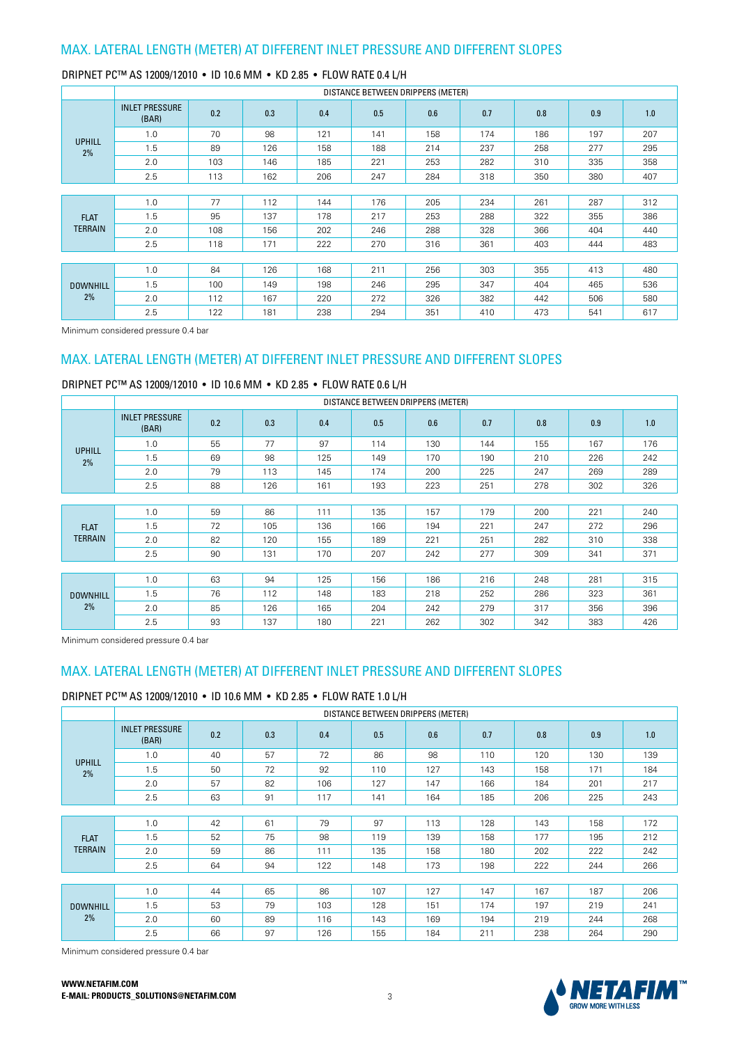## MAX. LATERAL LENGTH (METER) AT DIFFERENT INLET PRESSURE AND DIFFERENT SLOPES

### DRIPNET PC™ AS 12009/12010 • ID 10.6 MM • KD 2.85 • FLOW RATE 0.4 L/H

| | DISTANCE BETWEEN DRIPPERS (METER) | | | | | | | | | |
|---|---|---|---|---|---|---|---|---|---|---|
| | INLET PRESSURE (BAR) | 0.2 | 0.3 | 0.4 | 0.5 | 0.6 | 0.7 | 0.8 | 0.9 | 1.0 |
| UPHILL 2% | 1.0 | 70 | 98 | 121 | 141 | 158 | 174 | 186 | 197 | 207 |
| | 1.5 | 89 | 126 | 158 | 188 | 214 | 237 | 258 | 277 | 295 |
| | 2.0 | 103 | 146 | 185 | 221 | 253 | 282 | 310 | 335 | 358 |
| | 2.5 | 113 | 162 | 206 | 247 | 284 | 318 | 350 | 380 | 407 |
| FLAT TERRAIN | 1.0 | 77 | 112 | 144 | 176 | 205 | 234 | 261 | 287 | 312 |
| | 1.5 | 95 | 137 | 178 | 217 | 253 | 288 | 322 | 355 | 386 |
| | 2.0 | 108 | 156 | 202 | 246 | 288 | 328 | 366 | 404 | 440 |
| | 2.5 | 118 | 171 | 222 | 270 | 316 | 361 | 403 | 444 | 483 |
| DOWNHILL 2% | 1.0 | 84 | 126 | 168 | 211 | 256 | 303 | 355 | 413 | 480 |
| | 1.5 | 100 | 149 | 198 | 246 | 295 | 347 | 404 | 465 | 536 |
| | 2.0 | 112 | 167 | 220 | 272 | 326 | 382 | 442 | 506 | 580 |
| | 2.5 | 122 | 181 | 238 | 294 | 351 | 410 | 473 | 541 | 617 |

Minimum considered pressure 0.4 bar

## MAX. LATERAL LENGTH (METER) AT DIFFERENT INLET PRESSURE AND DIFFERENT SLOPES

### DRIPNET PC™ AS 12009/12010 • ID 10.6 MM • KD 2.85 • FLOW RATE 0.6 L/H

| | DISTANCE BETWEEN DRIPPERS (METER) | | | | | | | | | |
|---|---|---|---|---|---|---|---|---|---|---|
| | INLET PRESSURE (BAR) | 0.2 | 0.3 | 0.4 | 0.5 | 0.6 | 0.7 | 0.8 | 0.9 | 1.0 |
| UPHILL 2% | 1.0 | 55 | 77 | 97 | 114 | 130 | 144 | 155 | 167 | 176 |
| | 1.5 | 69 | 98 | 125 | 149 | 170 | 190 | 210 | 226 | 242 |
| | 2.0 | 79 | 113 | 145 | 174 | 200 | 225 | 247 | 269 | 289 |
| | 2.5 | 88 | 126 | 161 | 193 | 223 | 251 | 278 | 302 | 326 |
| FLAT TERRAIN | 1.0 | 59 | 86 | 111 | 135 | 157 | 179 | 200 | 221 | 240 |
| | 1.5 | 72 | 105 | 136 | 166 | 194 | 221 | 247 | 272 | 296 |
| | 2.0 | 82 | 120 | 155 | 189 | 221 | 251 | 282 | 310 | 338 |
| | 2.5 | 90 | 131 | 170 | 207 | 242 | 277 | 309 | 341 | 371 |
| DOWNHILL 2% | 1.0 | 63 | 94 | 125 | 156 | 186 | 216 | 248 | 281 | 315 |
| | 1.5 | 76 | 112 | 148 | 183 | 218 | 252 | 286 | 323 | 361 |
| | 2.0 | 85 | 126 | 165 | 204 | 242 | 279 | 317 | 356 | 396 |
| | 2.5 | 93 | 137 | 180 | 221 | 262 | 302 | 342 | 383 | 426 |

Minimum considered pressure 0.4 bar

## MAX. LATERAL LENGTH (METER) AT DIFFERENT INLET PRESSURE AND DIFFERENT SLOPES

### DRIPNET PC™ AS 12009/12010 • ID 10.6 MM • KD 2.85 • FLOW RATE 1.0 L/H

| | DISTANCE BETWEEN DRIPPERS (METER) | | | | | | | | | |
|---|---|---|---|---|---|---|---|---|---|---|
| | INLET PRESSURE (BAR) | 0.2 | 0.3 | 0.4 | 0.5 | 0.6 | 0.7 | 0.8 | 0.9 | 1.0 |
| UPHILL 2% | 1.0 | 40 | 57 | 72 | 86 | 98 | 110 | 120 | 130 | 139 |
| | 1.5 | 50 | 72 | 92 | 110 | 127 | 143 | 158 | 171 | 184 |
| | 2.0 | 57 | 82 | 106 | 127 | 147 | 166 | 184 | 201 | 217 |
| | 2.5 | 63 | 91 | 117 | 141 | 164 | 185 | 206 | 225 | 243 |
| FLAT TERRAIN | 1.0 | 42 | 61 | 79 | 97 | 113 | 128 | 143 | 158 | 172 |
| | 1.5 | 52 | 75 | 98 | 119 | 139 | 158 | 177 | 195 | 212 |
| | 2.0 | 59 | 86 | 111 | 135 | 158 | 180 | 202 | 222 | 242 |
| | 2.5 | 64 | 94 | 122 | 148 | 173 | 198 | 222 | 244 | 266 |
| DOWNHILL 2% | 1.0 | 44 | 65 | 86 | 107 | 127 | 147 | 167 | 187 | 206 |
| | 1.5 | 53 | 79 | 103 | 128 | 151 | 174 | 197 | 219 | 241 |
| | 2.0 | 60 | 89 | 116 | 143 | 169 | 194 | 219 | 244 | 268 |
| | 2.5 | 66 | 97 | 126 | 155 | 184 | 211 | 238 | 264 | 290 |

Minimum considered pressure 0.4 bar

**WWW.NETAFIM.COM**
**E-MAIL: PRODUCTS_SOLUTIONS@NETAFIM.COM**

NETAFIM™ GROW MORE WITH LESS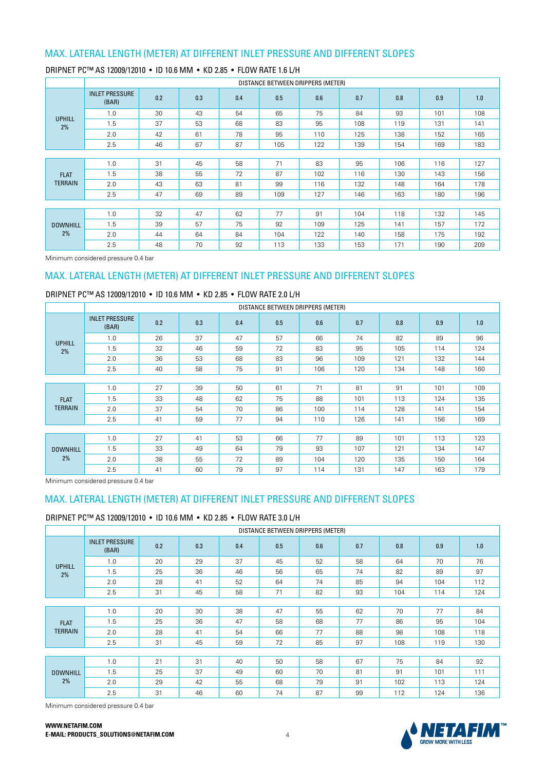## MAX. LATERAL LENGTH (METER) AT DIFFERENT INLET PRESSURE AND DIFFERENT SLOPES

DRIPNET PC™ AS 12009/12010 • ID 10.6 MM • KD 2.85 • FLOW RATE 1.6 L/H

| | DISTANCE BETWEEN DRIPPERS (METER) | | | | | | | | | |
|---|---|---|---|---|---|---|---|---|---|---|
| | INLET PRESSURE (BAR) | 0.2 | 0.3 | 0.4 | 0.5 | 0.6 | 0.7 | 0.8 | 0.9 | 1.0 |
| UPHILL 2% | 1.0 | 30 | 43 | 54 | 65 | 75 | 84 | 93 | 101 | 108 |
| | 1.5 | 37 | 53 | 68 | 83 | 95 | 108 | 119 | 131 | 141 |
| | 2.0 | 42 | 61 | 78 | 95 | 110 | 125 | 138 | 152 | 165 |
| | 2.5 | 46 | 67 | 87 | 105 | 122 | 139 | 154 | 169 | 183 |
| FLAT TERRAIN | 1.0 | 31 | 45 | 58 | 71 | 83 | 95 | 106 | 116 | 127 |
| | 1.5 | 38 | 55 | 72 | 87 | 102 | 116 | 130 | 143 | 156 |
| | 2.0 | 43 | 63 | 81 | 99 | 116 | 132 | 148 | 164 | 178 |
| | 2.5 | 47 | 69 | 89 | 109 | 127 | 146 | 163 | 180 | 196 |
| DOWNHILL 2% | 1.0 | 32 | 47 | 62 | 77 | 91 | 104 | 118 | 132 | 145 |
| | 1.5 | 39 | 57 | 75 | 92 | 109 | 125 | 141 | 157 | 172 |
| | 2.0 | 44 | 64 | 84 | 104 | 122 | 140 | 158 | 175 | 192 |
| | 2.5 | 48 | 70 | 92 | 113 | 133 | 153 | 171 | 190 | 209 |

Minimum considered pressure 0.4 bar

## MAX. LATERAL LENGTH (METER) AT DIFFERENT INLET PRESSURE AND DIFFERENT SLOPES

DRIPNET PC™ AS 12009/12010 • ID 10.6 MM • KD 2.85 • FLOW RATE 2.0 L/H

| | DISTANCE BETWEEN DRIPPERS (METER) | | | | | | | | | |
|---|---|---|---|---|---|---|---|---|---|---|
| | INLET PRESSURE (BAR) | 0.2 | 0.3 | 0.4 | 0.5 | 0.6 | 0.7 | 0.8 | 0.9 | 1.0 |
| UPHILL 2% | 1.0 | 26 | 37 | 47 | 57 | 66 | 74 | 82 | 89 | 96 |
| | 1.5 | 32 | 46 | 59 | 72 | 83 | 95 | 105 | 114 | 124 |
| | 2.0 | 36 | 53 | 68 | 83 | 96 | 109 | 121 | 132 | 144 |
| | 2.5 | 40 | 58 | 75 | 91 | 106 | 120 | 134 | 148 | 160 |
| FLAT TERRAIN | 1.0 | 27 | 39 | 50 | 61 | 71 | 81 | 91 | 101 | 109 |
| | 1.5 | 33 | 48 | 62 | 75 | 88 | 101 | 113 | 124 | 135 |
| | 2.0 | 37 | 54 | 70 | 86 | 100 | 114 | 128 | 141 | 154 |
| | 2.5 | 41 | 59 | 77 | 94 | 110 | 126 | 141 | 156 | 169 |
| DOWNHILL 2% | 1.0 | 27 | 41 | 53 | 66 | 77 | 89 | 101 | 113 | 123 |
| | 1.5 | 33 | 49 | 64 | 79 | 93 | 107 | 121 | 134 | 147 |
| | 2.0 | 38 | 55 | 72 | 89 | 104 | 120 | 135 | 150 | 164 |
| | 2.5 | 41 | 60 | 79 | 97 | 114 | 131 | 147 | 163 | 179 |

Minimum considered pressure 0.4 bar

## MAX. LATERAL LENGTH (METER) AT DIFFERENT INLET PRESSURE AND DIFFERENT SLOPES

DRIPNET PC™ AS 12009/12010 • ID 10.6 MM • KD 2.85 • FLOW RATE 3.0 L/H

| | DISTANCE BETWEEN DRIPPERS (METER) | | | | | | | | | |
|---|---|---|---|---|---|---|---|---|---|---|
| | INLET PRESSURE (BAR) | 0.2 | 0.3 | 0.4 | 0.5 | 0.6 | 0.7 | 0.8 | 0.9 | 1.0 |
| UPHILL 2% | 1.0 | 20 | 29 | 37 | 45 | 52 | 58 | 64 | 70 | 76 |
| | 1.5 | 25 | 36 | 46 | 56 | 65 | 74 | 82 | 89 | 97 |
| | 2.0 | 28 | 41 | 52 | 64 | 74 | 85 | 94 | 104 | 112 |
| | 2.5 | 31 | 45 | 58 | 71 | 82 | 93 | 104 | 114 | 124 |
| FLAT TERRAIN | 1.0 | 20 | 30 | 38 | 47 | 55 | 62 | 70 | 77 | 84 |
| | 1.5 | 25 | 36 | 47 | 58 | 68 | 77 | 86 | 95 | 104 |
| | 2.0 | 28 | 41 | 54 | 66 | 77 | 88 | 98 | 108 | 118 |
| | 2.5 | 31 | 45 | 59 | 72 | 85 | 97 | 108 | 119 | 130 |
| DOWNHILL 2% | 1.0 | 21 | 31 | 40 | 50 | 58 | 67 | 75 | 84 | 92 |
| | 1.5 | 25 | 37 | 49 | 60 | 70 | 81 | 91 | 101 | 111 |
| | 2.0 | 29 | 42 | 55 | 68 | 79 | 91 | 102 | 113 | 124 |
| | 2.5 | 31 | 46 | 60 | 74 | 87 | 99 | 112 | 124 | 136 |

Minimum considered pressure 0.4 bar

**WWW.NETAFIM.COM**
**E-MAIL: PRODUCTS_SOLUTIONS@NETAFIM.COM**

NETAFIM™ GROW MORE WITH LESS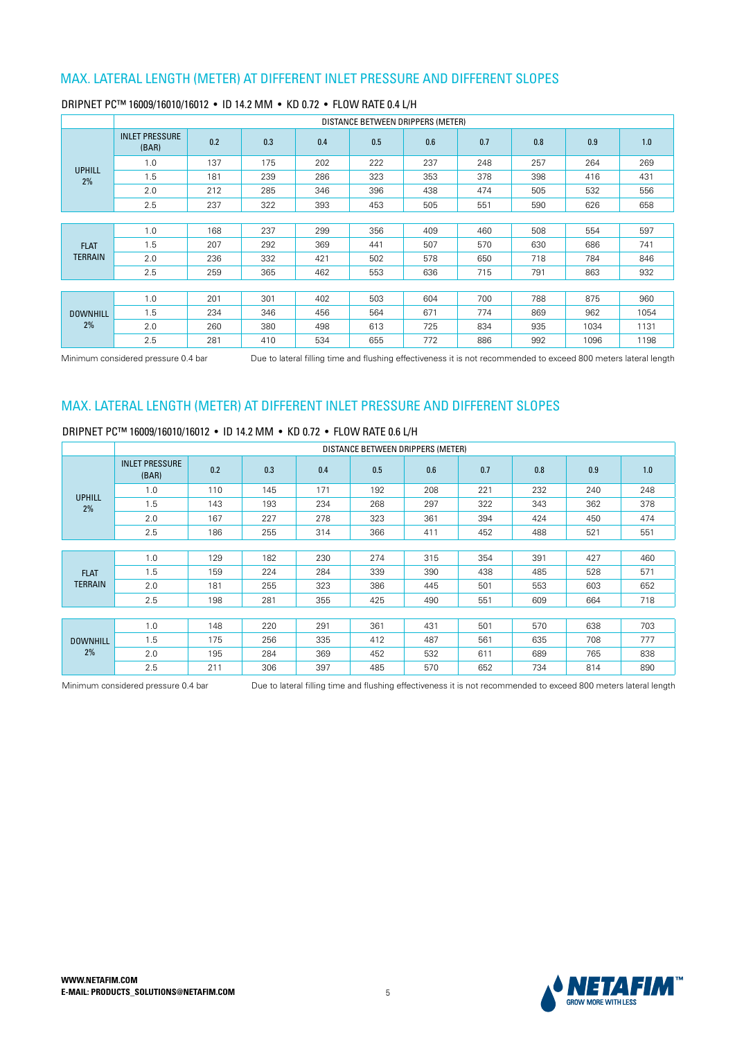## MAX. LATERAL LENGTH (METER) AT DIFFERENT INLET PRESSURE AND DIFFERENT SLOPES

### DRIPNET PC™ 16009/16010/16012 • ID 14.2 MM • KD 0.72 • FLOW RATE 0.4 L/H

| | | DISTANCE BETWEEN DRIPPERS (METER) | | | | | | | | |
|---|---|---|---|---|---|---|---|---|---|---|
| | INLET PRESSURE (BAR) | 0.2 | 0.3 | 0.4 | 0.5 | 0.6 | 0.7 | 0.8 | 0.9 | 1.0 |
| UPHILL 2% | 1.0 | 137 | 175 | 202 | 222 | 237 | 248 | 257 | 264 | 269 |
| | 1.5 | 181 | 239 | 286 | 323 | 353 | 378 | 398 | 416 | 431 |
| | 2.0 | 212 | 285 | 346 | 396 | 438 | 474 | 505 | 532 | 556 |
| | 2.5 | 237 | 322 | 393 | 453 | 505 | 551 | 590 | 626 | 658 |
| FLAT TERRAIN | 1.0 | 168 | 237 | 299 | 356 | 409 | 460 | 508 | 554 | 597 |
| | 1.5 | 207 | 292 | 369 | 441 | 507 | 570 | 630 | 686 | 741 |
| | 2.0 | 236 | 332 | 421 | 502 | 578 | 650 | 718 | 784 | 846 |
| | 2.5 | 259 | 365 | 462 | 553 | 636 | 715 | 791 | 863 | 932 |
| DOWNHILL 2% | 1.0 | 201 | 301 | 402 | 503 | 604 | 700 | 788 | 875 | 960 |
| | 1.5 | 234 | 346 | 456 | 564 | 671 | 774 | 869 | 962 | 1054 |
| | 2.0 | 260 | 380 | 498 | 613 | 725 | 834 | 935 | 1034 | 1131 |
| | 2.5 | 281 | 410 | 534 | 655 | 772 | 886 | 992 | 1096 | 1198 |

Minimum considered pressure 0.4 bar

Due to lateral filling time and flushing effectiveness it is not recommended to exceed 800 meters lateral length

## MAX. LATERAL LENGTH (METER) AT DIFFERENT INLET PRESSURE AND DIFFERENT SLOPES

### DRIPNET PC™ 16009/16010/16012 • ID 14.2 MM • KD 0.72 • FLOW RATE 0.6 L/H

| | | DISTANCE BETWEEN DRIPPERS (METER) | | | | | | | | |
|---|---|---|---|---|---|---|---|---|---|---|
| | INLET PRESSURE (BAR) | 0.2 | 0.3 | 0.4 | 0.5 | 0.6 | 0.7 | 0.8 | 0.9 | 1.0 |
| UPHILL 2% | 1.0 | 110 | 145 | 171 | 192 | 208 | 221 | 232 | 240 | 248 |
| | 1.5 | 143 | 193 | 234 | 268 | 297 | 322 | 343 | 362 | 378 |
| | 2.0 | 167 | 227 | 278 | 323 | 361 | 394 | 424 | 450 | 474 |
| | 2.5 | 186 | 255 | 314 | 366 | 411 | 452 | 488 | 521 | 551 |
| FLAT TERRAIN | 1.0 | 129 | 182 | 230 | 274 | 315 | 354 | 391 | 427 | 460 |
| | 1.5 | 159 | 224 | 284 | 339 | 390 | 438 | 485 | 528 | 571 |
| | 2.0 | 181 | 255 | 323 | 386 | 445 | 501 | 553 | 603 | 652 |
| | 2.5 | 198 | 281 | 355 | 425 | 490 | 551 | 609 | 664 | 718 |
| DOWNHILL 2% | 1.0 | 148 | 220 | 291 | 361 | 431 | 501 | 570 | 638 | 703 |
| | 1.5 | 175 | 256 | 335 | 412 | 487 | 561 | 635 | 708 | 777 |
| | 2.0 | 195 | 284 | 369 | 452 | 532 | 611 | 689 | 765 | 838 |
| | 2.5 | 211 | 306 | 397 | 485 | 570 | 652 | 734 | 814 | 890 |

Minimum considered pressure 0.4 bar

Due to lateral filling time and flushing effectiveness it is not recommended to exceed 800 meters lateral length

**WWW.NETAFIM.COM**
**E-MAIL: PRODUCTS_SOLUTIONS@NETAFIM.COM**

NETAFIM™ GROW MORE WITH LESS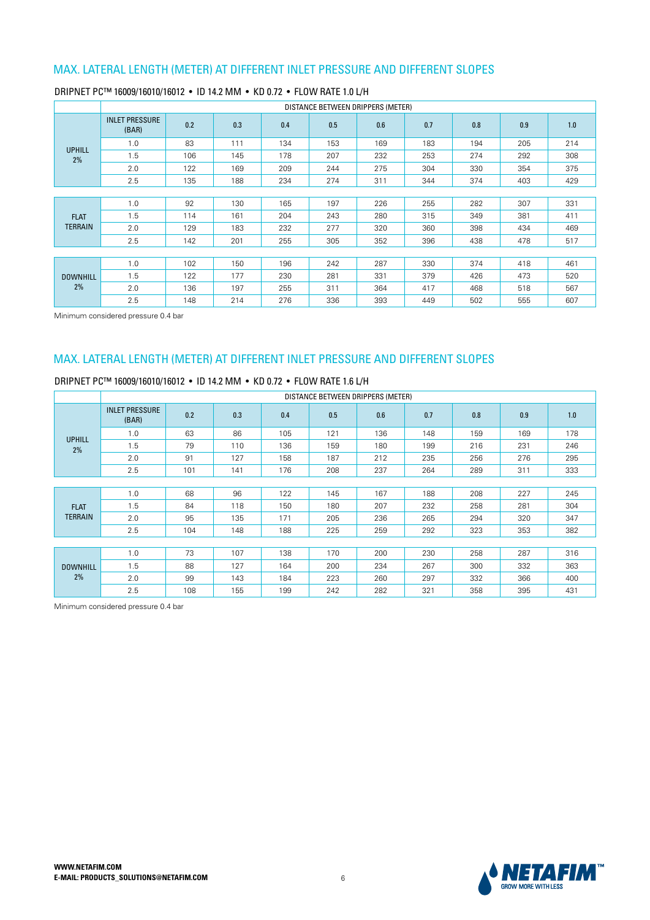## MAX. LATERAL LENGTH (METER) AT DIFFERENT INLET PRESSURE AND DIFFERENT SLOPES

### DRIPNET PC™ 16009/16010/16012 • ID 14.2 MM • KD 0.72 • FLOW RATE 1.0 L/H

| | DISTANCE BETWEEN DRIPPERS (METER) | | | | | | | | | |
|---|---|---|---|---|---|---|---|---|---|---|
| | INLET PRESSURE (BAR) | 0.2 | 0.3 | 0.4 | 0.5 | 0.6 | 0.7 | 0.8 | 0.9 | 1.0 |
| UPHILL 2% | 1.0 | 83 | 111 | 134 | 153 | 169 | 183 | 194 | 205 | 214 |
| | 1.5 | 106 | 145 | 178 | 207 | 232 | 253 | 274 | 292 | 308 |
| | 2.0 | 122 | 169 | 209 | 244 | 275 | 304 | 330 | 354 | 375 |
| | 2.5 | 135 | 188 | 234 | 274 | 311 | 344 | 374 | 403 | 429 |
| FLAT TERRAIN | 1.0 | 92 | 130 | 165 | 197 | 226 | 255 | 282 | 307 | 331 |
| | 1.5 | 114 | 161 | 204 | 243 | 280 | 315 | 349 | 381 | 411 |
| | 2.0 | 129 | 183 | 232 | 277 | 320 | 360 | 398 | 434 | 469 |
| | 2.5 | 142 | 201 | 255 | 305 | 352 | 396 | 438 | 478 | 517 |
| DOWNHILL 2% | 1.0 | 102 | 150 | 196 | 242 | 287 | 330 | 374 | 418 | 461 |
| | 1.5 | 122 | 177 | 230 | 281 | 331 | 379 | 426 | 473 | 520 |
| | 2.0 | 136 | 197 | 255 | 311 | 364 | 417 | 468 | 518 | 567 |
| | 2.5 | 148 | 214 | 276 | 336 | 393 | 449 | 502 | 555 | 607 |

Minimum considered pressure 0.4 bar

## MAX. LATERAL LENGTH (METER) AT DIFFERENT INLET PRESSURE AND DIFFERENT SLOPES

### DRIPNET PC™ 16009/16010/16012 • ID 14.2 MM • KD 0.72 • FLOW RATE 1.6 L/H

| | DISTANCE BETWEEN DRIPPERS (METER) | | | | | | | | | |
|---|---|---|---|---|---|---|---|---|---|---|
| | INLET PRESSURE (BAR) | 0.2 | 0.3 | 0.4 | 0.5 | 0.6 | 0.7 | 0.8 | 0.9 | 1.0 |
| UPHILL 2% | 1.0 | 63 | 86 | 105 | 121 | 136 | 148 | 159 | 169 | 178 |
| | 1.5 | 79 | 110 | 136 | 159 | 180 | 199 | 216 | 231 | 246 |
| | 2.0 | 91 | 127 | 158 | 187 | 212 | 235 | 256 | 276 | 295 |
| | 2.5 | 101 | 141 | 176 | 208 | 237 | 264 | 289 | 311 | 333 |
| FLAT TERRAIN | 1.0 | 68 | 96 | 122 | 145 | 167 | 188 | 208 | 227 | 245 |
| | 1.5 | 84 | 118 | 150 | 180 | 207 | 232 | 258 | 281 | 304 |
| | 2.0 | 95 | 135 | 171 | 205 | 236 | 265 | 294 | 320 | 347 |
| | 2.5 | 104 | 148 | 188 | 225 | 259 | 292 | 323 | 353 | 382 |
| DOWNHILL 2% | 1.0 | 73 | 107 | 138 | 170 | 200 | 230 | 258 | 287 | 316 |
| | 1.5 | 88 | 127 | 164 | 200 | 234 | 267 | 300 | 332 | 363 |
| | 2.0 | 99 | 143 | 184 | 223 | 260 | 297 | 332 | 366 | 400 |
| | 2.5 | 108 | 155 | 199 | 242 | 282 | 321 | 358 | 395 | 431 |

Minimum considered pressure 0.4 bar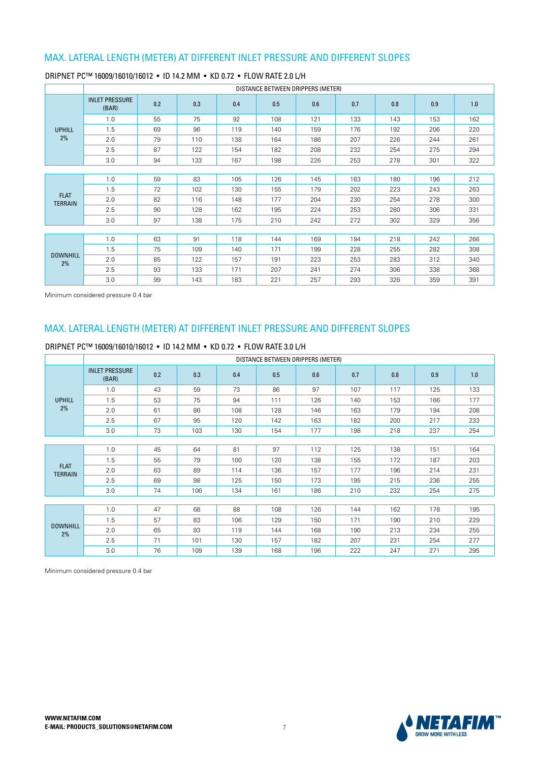## MAX. LATERAL LENGTH (METER) AT DIFFERENT INLET PRESSURE AND DIFFERENT SLOPES

### DRIPNET PC™ 16009/16010/16012 • ID 14.2 MM • KD 0.72 • FLOW RATE 2.0 L/H

| | DISTANCE BETWEEN DRIPPERS (METER) | | | | | | | | | |
|---|---|---|---|---|---|---|---|---|---|---|
| | INLET PRESSURE (BAR) | 0.2 | 0.3 | 0.4 | 0.5 | 0.6 | 0.7 | 0.8 | 0.9 | 1.0 |
| UPHILL 2% | 1.0 | 55 | 75 | 92 | 108 | 121 | 133 | 143 | 153 | 162 |
| | 1.5 | 69 | 96 | 119 | 140 | 159 | 176 | 192 | 206 | 220 |
| | 2.0 | 79 | 110 | 138 | 164 | 186 | 207 | 226 | 244 | 261 |
| | 2.5 | 87 | 122 | 154 | 182 | 208 | 232 | 254 | 275 | 294 |
| | 3.0 | 94 | 133 | 167 | 198 | 226 | 253 | 278 | 301 | 322 |
| FLAT TERRAIN | 1.0 | 59 | 83 | 105 | 126 | 145 | 163 | 180 | 196 | 212 |
| | 1.5 | 72 | 102 | 130 | 155 | 179 | 202 | 223 | 243 | 263 |
| | 2.0 | 82 | 116 | 148 | 177 | 204 | 230 | 254 | 278 | 300 |
| | 2.5 | 90 | 128 | 162 | 195 | 224 | 253 | 280 | 306 | 331 |
| | 3.0 | 97 | 138 | 175 | 210 | 242 | 272 | 302 | 329 | 356 |
| DOWNHILL 2% | 1.0 | 63 | 91 | 118 | 144 | 169 | 194 | 218 | 242 | 266 |
| | 1.5 | 75 | 109 | 140 | 171 | 199 | 228 | 255 | 282 | 308 |
| | 2.0 | 85 | 122 | 157 | 191 | 223 | 253 | 283 | 312 | 340 |
| | 2.5 | 93 | 133 | 171 | 207 | 241 | 274 | 306 | 338 | 368 |
| | 3.0 | 99 | 143 | 183 | 221 | 257 | 293 | 326 | 359 | 391 |

Minimum considered pressure 0.4 bar

## MAX. LATERAL LENGTH (METER) AT DIFFERENT INLET PRESSURE AND DIFFERENT SLOPES

### DRIPNET PC™ 16009/16010/16012 • ID 14.2 MM • KD 0.72 • FLOW RATE 3.0 L/H

| | DISTANCE BETWEEN DRIPPERS (METER) | | | | | | | | | |
|---|---|---|---|---|---|---|---|---|---|---|
| | INLET PRESSURE (BAR) | 0.2 | 0.3 | 0.4 | 0.5 | 0.6 | 0.7 | 0.8 | 0.9 | 1.0 |
| UPHILL 2% | 1.0 | 43 | 59 | 73 | 86 | 97 | 107 | 117 | 125 | 133 |
| | 1.5 | 53 | 75 | 94 | 111 | 126 | 140 | 153 | 166 | 177 |
| | 2.0 | 61 | 86 | 108 | 128 | 146 | 163 | 179 | 194 | 208 |
| | 2.5 | 67 | 95 | 120 | 142 | 163 | 182 | 200 | 217 | 233 |
| | 3.0 | 73 | 103 | 130 | 154 | 177 | 198 | 218 | 237 | 254 |
| FLAT TERRAIN | 1.0 | 45 | 64 | 81 | 97 | 112 | 125 | 138 | 151 | 164 |
| | 1.5 | 55 | 79 | 100 | 120 | 138 | 155 | 172 | 187 | 203 |
| | 2.0 | 63 | 89 | 114 | 136 | 157 | 177 | 196 | 214 | 231 |
| | 2.5 | 69 | 98 | 125 | 150 | 173 | 195 | 215 | 236 | 255 |
| | 3.0 | 74 | 106 | 134 | 161 | 186 | 210 | 232 | 254 | 275 |
| DOWNHILL 2% | 1.0 | 47 | 68 | 88 | 108 | 126 | 144 | 162 | 178 | 195 |
| | 1.5 | 57 | 83 | 106 | 129 | 150 | 171 | 190 | 210 | 229 |
| | 2.0 | 65 | 93 | 119 | 144 | 168 | 190 | 213 | 234 | 255 |
| | 2.5 | 71 | 101 | 130 | 157 | 182 | 207 | 231 | 254 | 277 |
| | 3.0 | 76 | 109 | 139 | 168 | 196 | 222 | 247 | 271 | 295 |

Minimum considered pressure 0.4 bar

**WWW.NETAFIM.COM**
**E-MAIL: PRODUCTS_SOLUTIONS@NETAFIM.COM**

NETAFIM™ GROW MORE WITH LESS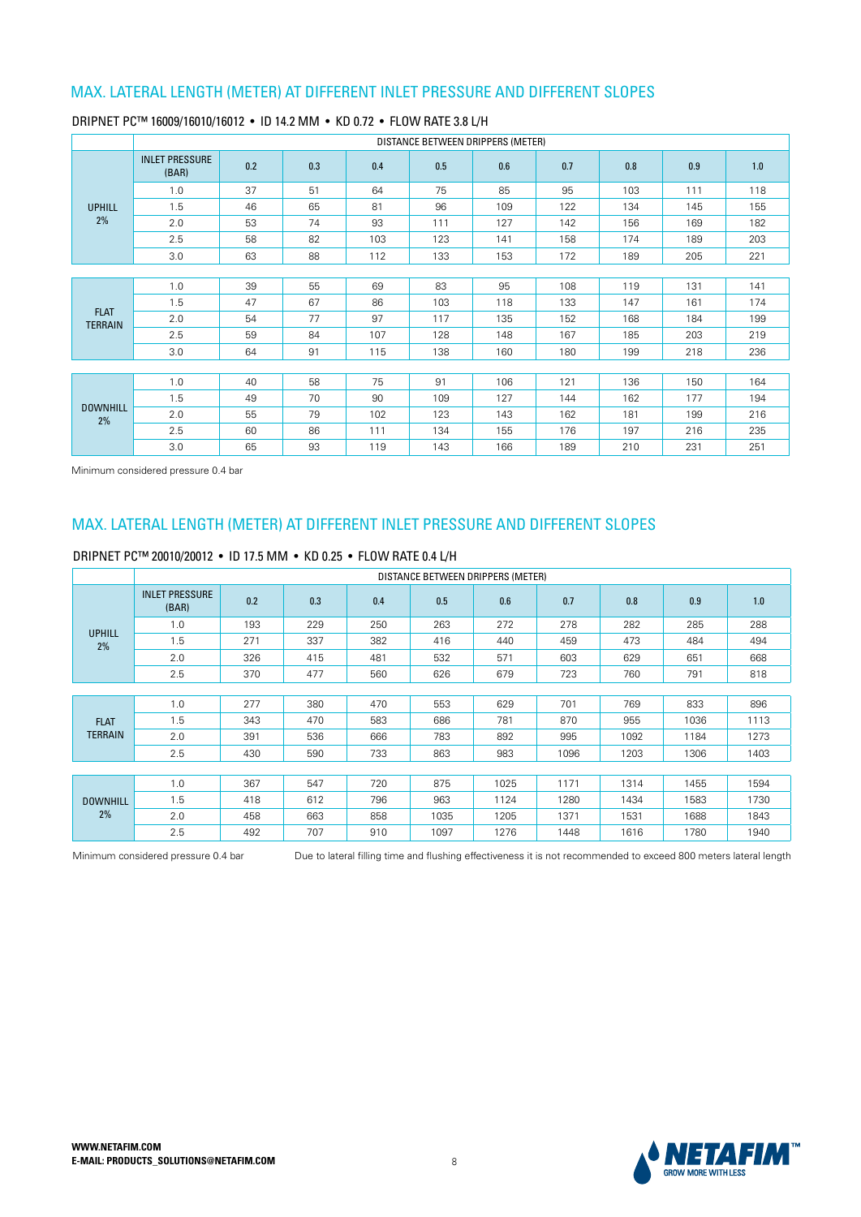## MAX. LATERAL LENGTH (METER) AT DIFFERENT INLET PRESSURE AND DIFFERENT SLOPES

### DRIPNET PC™ 16009/16010/16012 • ID 14.2 MM • KD 0.72 • FLOW RATE 3.8 L/H

| | | DISTANCE BETWEEN DRIPPERS (METER) | | | | | | | | |
|---|---|---|---|---|---|---|---|---|---|---|
| | INLET PRESSURE (BAR) | 0.2 | 0.3 | 0.4 | 0.5 | 0.6 | 0.7 | 0.8 | 0.9 | 1.0 |
| UPHILL 2% | 1.0 | 37 | 51 | 64 | 75 | 85 | 95 | 103 | 111 | 118 |
| | 1.5 | 46 | 65 | 81 | 96 | 109 | 122 | 134 | 145 | 155 |
| | 2.0 | 53 | 74 | 93 | 111 | 127 | 142 | 156 | 169 | 182 |
| | 2.5 | 58 | 82 | 103 | 123 | 141 | 158 | 174 | 189 | 203 |
| | 3.0 | 63 | 88 | 112 | 133 | 153 | 172 | 189 | 205 | 221 |
| FLAT TERRAIN | 1.0 | 39 | 55 | 69 | 83 | 95 | 108 | 119 | 131 | 141 |
| | 1.5 | 47 | 67 | 86 | 103 | 118 | 133 | 147 | 161 | 174 |
| | 2.0 | 54 | 77 | 97 | 117 | 135 | 152 | 168 | 184 | 199 |
| | 2.5 | 59 | 84 | 107 | 128 | 148 | 167 | 185 | 203 | 219 |
| | 3.0 | 64 | 91 | 115 | 138 | 160 | 180 | 199 | 218 | 236 |
| DOWNHILL 2% | 1.0 | 40 | 58 | 75 | 91 | 106 | 121 | 136 | 150 | 164 |
| | 1.5 | 49 | 70 | 90 | 109 | 127 | 144 | 162 | 177 | 194 |
| | 2.0 | 55 | 79 | 102 | 123 | 143 | 162 | 181 | 199 | 216 |
| | 2.5 | 60 | 86 | 111 | 134 | 155 | 176 | 197 | 216 | 235 |
| | 3.0 | 65 | 93 | 119 | 143 | 166 | 189 | 210 | 231 | 251 |

Minimum considered pressure 0.4 bar

## MAX. LATERAL LENGTH (METER) AT DIFFERENT INLET PRESSURE AND DIFFERENT SLOPES

### DRIPNET PC™ 20010/20012 • ID 17.5 MM • KD 0.25 • FLOW RATE 0.4 L/H

| | | DISTANCE BETWEEN DRIPPERS (METER) | | | | | | | | |
|---|---|---|---|---|---|---|---|---|---|---|
| | INLET PRESSURE (BAR) | 0.2 | 0.3 | 0.4 | 0.5 | 0.6 | 0.7 | 0.8 | 0.9 | 1.0 |
| UPHILL 2% | 1.0 | 193 | 229 | 250 | 263 | 272 | 278 | 282 | 285 | 288 |
| | 1.5 | 271 | 337 | 382 | 416 | 440 | 459 | 473 | 484 | 494 |
| | 2.0 | 326 | 415 | 481 | 532 | 571 | 603 | 629 | 651 | 668 |
| | 2.5 | 370 | 477 | 560 | 626 | 679 | 723 | 760 | 791 | 818 |
| FLAT TERRAIN | 1.0 | 277 | 380 | 470 | 553 | 629 | 701 | 769 | 833 | 896 |
| | 1.5 | 343 | 470 | 583 | 686 | 781 | 870 | 955 | 1036 | 1113 |
| | 2.0 | 391 | 536 | 666 | 783 | 892 | 995 | 1092 | 1184 | 1273 |
| | 2.5 | 430 | 590 | 733 | 863 | 983 | 1096 | 1203 | 1306 | 1403 |
| DOWNHILL 2% | 1.0 | 367 | 547 | 720 | 875 | 1025 | 1171 | 1314 | 1455 | 1594 |
| | 1.5 | 418 | 612 | 796 | 963 | 1124 | 1280 | 1434 | 1583 | 1730 |
| | 2.0 | 458 | 663 | 858 | 1035 | 1205 | 1371 | 1531 | 1688 | 1843 |
| | 2.5 | 492 | 707 | 910 | 1097 | 1276 | 1448 | 1616 | 1780 | 1940 |

Minimum considered pressure 0.4 bar

Due to lateral filling time and flushing effectiveness it is not recommended to exceed 800 meters lateral length

**WWW.NETAFIM.COM**
**E-MAIL: PRODUCTS_SOLUTIONS@NETAFIM.COM**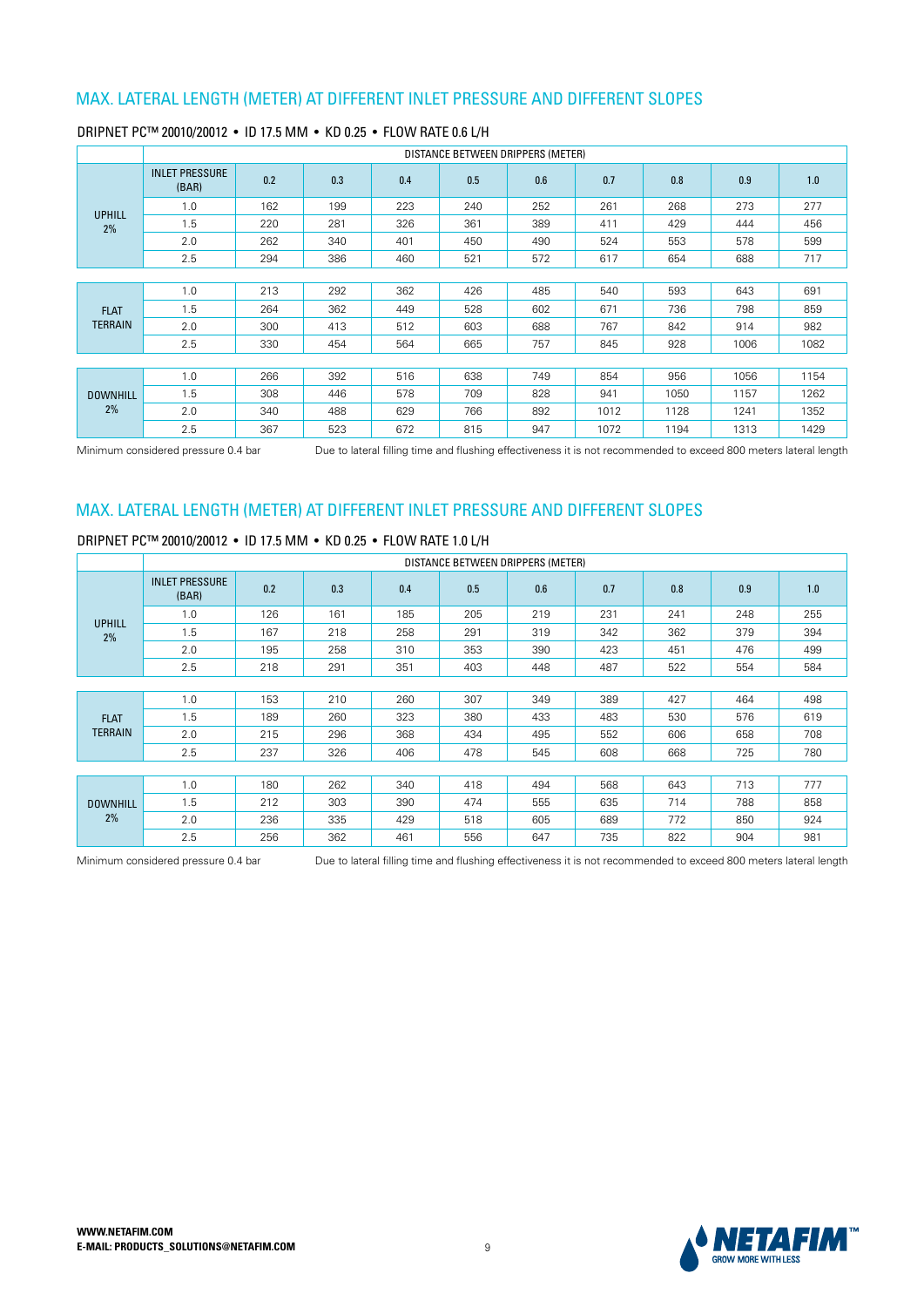## MAX. LATERAL LENGTH (METER) AT DIFFERENT INLET PRESSURE AND DIFFERENT SLOPES

DRIPNET PC™ 20010/20012 • ID 17.5 MM • KD 0.25 • FLOW RATE 0.6 L/H

| | DISTANCE BETWEEN DRIPPERS (METER) | | | | | | | | | |
|---|---|---|---|---|---|---|---|---|---|---|
| | INLET PRESSURE (BAR) | 0.2 | 0.3 | 0.4 | 0.5 | 0.6 | 0.7 | 0.8 | 0.9 | 1.0 |
| UPHILL 2% | 1.0 | 162 | 199 | 223 | 240 | 252 | 261 | 268 | 273 | 277 |
| | 1.5 | 220 | 281 | 326 | 361 | 389 | 411 | 429 | 444 | 456 |
| | 2.0 | 262 | 340 | 401 | 450 | 490 | 524 | 553 | 578 | 599 |
| | 2.5 | 294 | 386 | 460 | 521 | 572 | 617 | 654 | 688 | 717 |
| FLAT TERRAIN | 1.0 | 213 | 292 | 362 | 426 | 485 | 540 | 593 | 643 | 691 |
| | 1.5 | 264 | 362 | 449 | 528 | 602 | 671 | 736 | 798 | 859 |
| | 2.0 | 300 | 413 | 512 | 603 | 688 | 767 | 842 | 914 | 982 |
| | 2.5 | 330 | 454 | 564 | 665 | 757 | 845 | 928 | 1006 | 1082 |
| DOWNHILL 2% | 1.0 | 266 | 392 | 516 | 638 | 749 | 854 | 956 | 1056 | 1154 |
| | 1.5 | 308 | 446 | 578 | 709 | 828 | 941 | 1050 | 1157 | 1262 |
| | 2.0 | 340 | 488 | 629 | 766 | 892 | 1012 | 1128 | 1241 | 1352 |
| | 2.5 | 367 | 523 | 672 | 815 | 947 | 1072 | 1194 | 1313 | 1429 |

Minimum considered pressure 0.4 bar

Due to lateral filling time and flushing effectiveness it is not recommended to exceed 800 meters lateral length

## MAX. LATERAL LENGTH (METER) AT DIFFERENT INLET PRESSURE AND DIFFERENT SLOPES

DRIPNET PC™ 20010/20012 • ID 17.5 MM • KD 0.25 • FLOW RATE 1.0 L/H

| | DISTANCE BETWEEN DRIPPERS (METER) | | | | | | | | | |
|---|---|---|---|---|---|---|---|---|---|---|
| | INLET PRESSURE (BAR) | 0.2 | 0.3 | 0.4 | 0.5 | 0.6 | 0.7 | 0.8 | 0.9 | 1.0 |
| UPHILL 2% | 1.0 | 126 | 161 | 185 | 205 | 219 | 231 | 241 | 248 | 255 |
| | 1.5 | 167 | 218 | 258 | 291 | 319 | 342 | 362 | 379 | 394 |
| | 2.0 | 195 | 258 | 310 | 353 | 390 | 423 | 451 | 476 | 499 |
| | 2.5 | 218 | 291 | 351 | 403 | 448 | 487 | 522 | 554 | 584 |
| FLAT TERRAIN | 1.0 | 153 | 210 | 260 | 307 | 349 | 389 | 427 | 464 | 498 |
| | 1.5 | 189 | 260 | 323 | 380 | 433 | 483 | 530 | 576 | 619 |
| | 2.0 | 215 | 296 | 368 | 434 | 495 | 552 | 606 | 658 | 708 |
| | 2.5 | 237 | 326 | 406 | 478 | 545 | 608 | 668 | 725 | 780 |
| DOWNHILL 2% | 1.0 | 180 | 262 | 340 | 418 | 494 | 568 | 643 | 713 | 777 |
| | 1.5 | 212 | 303 | 390 | 474 | 555 | 635 | 714 | 788 | 858 |
| | 2.0 | 236 | 335 | 429 | 518 | 605 | 689 | 772 | 850 | 924 |
| | 2.5 | 256 | 362 | 461 | 556 | 647 | 735 | 822 | 904 | 981 |

Minimum considered pressure 0.4 bar

Due to lateral filling time and flushing effectiveness it is not recommended to exceed 800 meters lateral length

**WWW.NETAFIM.COM**
**E-MAIL: PRODUCTS_SOLUTIONS@NETAFIM.COM**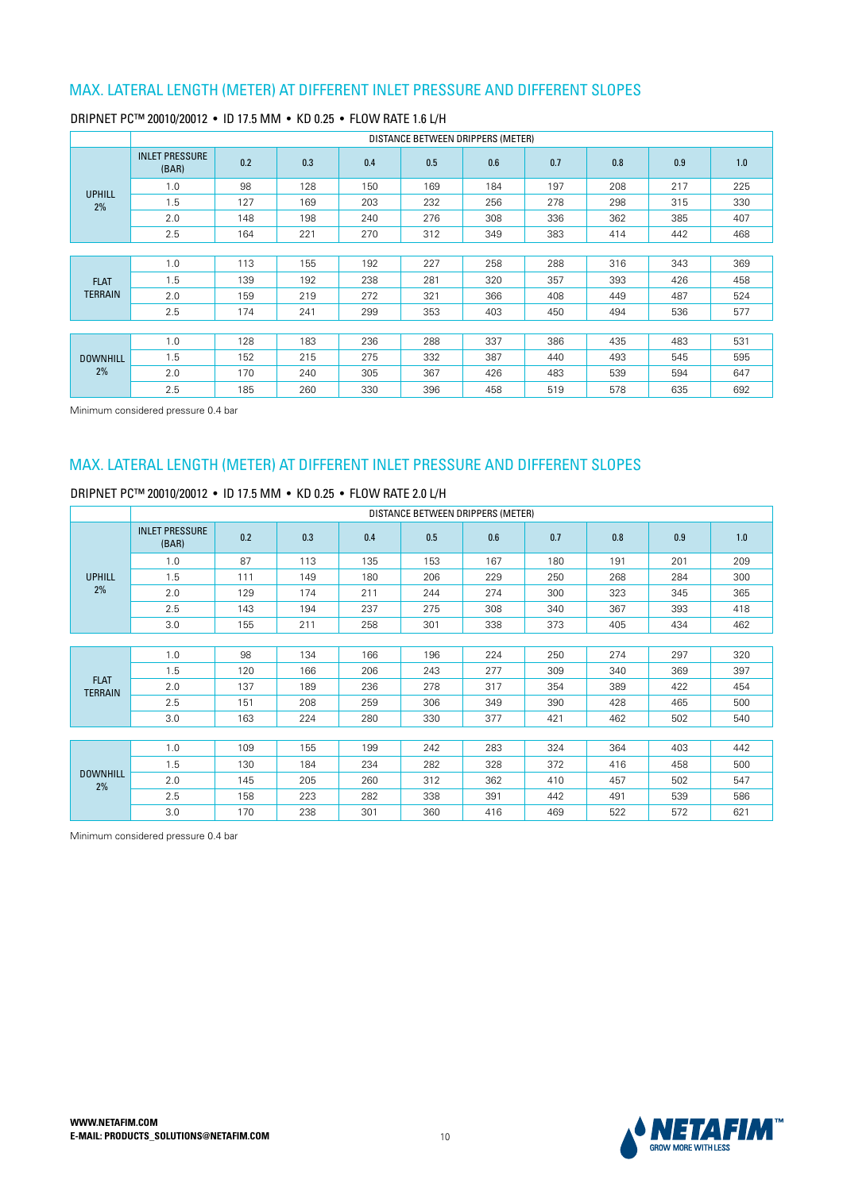## MAX. LATERAL LENGTH (METER) AT DIFFERENT INLET PRESSURE AND DIFFERENT SLOPES

### DRIPNET PC™ 20010/20012 • ID 17.5 MM • KD 0.25 • FLOW RATE 1.6 L/H

| | DISTANCE BETWEEN DRIPPERS (METER) | | | | | | | | | |
|---|---|---|---|---|---|---|---|---|---|---|
| | INLET PRESSURE (BAR) | 0.2 | 0.3 | 0.4 | 0.5 | 0.6 | 0.7 | 0.8 | 0.9 | 1.0 |
| UPHILL 2% | 1.0 | 98 | 128 | 150 | 169 | 184 | 197 | 208 | 217 | 225 |
| | 1.5 | 127 | 169 | 203 | 232 | 256 | 278 | 298 | 315 | 330 |
| | 2.0 | 148 | 198 | 240 | 276 | 308 | 336 | 362 | 385 | 407 |
| | 2.5 | 164 | 221 | 270 | 312 | 349 | 383 | 414 | 442 | 468 |
| FLAT TERRAIN | 1.0 | 113 | 155 | 192 | 227 | 258 | 288 | 316 | 343 | 369 |
| | 1.5 | 139 | 192 | 238 | 281 | 320 | 357 | 393 | 426 | 458 |
| | 2.0 | 159 | 219 | 272 | 321 | 366 | 408 | 449 | 487 | 524 |
| | 2.5 | 174 | 241 | 299 | 353 | 403 | 450 | 494 | 536 | 577 |
| DOWNHILL 2% | 1.0 | 128 | 183 | 236 | 288 | 337 | 386 | 435 | 483 | 531 |
| | 1.5 | 152 | 215 | 275 | 332 | 387 | 440 | 493 | 545 | 595 |
| | 2.0 | 170 | 240 | 305 | 367 | 426 | 483 | 539 | 594 | 647 |
| | 2.5 | 185 | 260 | 330 | 396 | 458 | 519 | 578 | 635 | 692 |

Minimum considered pressure 0.4 bar

## MAX. LATERAL LENGTH (METER) AT DIFFERENT INLET PRESSURE AND DIFFERENT SLOPES

### DRIPNET PC™ 20010/20012 • ID 17.5 MM • KD 0.25 • FLOW RATE 2.0 L/H

| | DISTANCE BETWEEN DRIPPERS (METER) | | | | | | | | | |
|---|---|---|---|---|---|---|---|---|---|---|
| | INLET PRESSURE (BAR) | 0.2 | 0.3 | 0.4 | 0.5 | 0.6 | 0.7 | 0.8 | 0.9 | 1.0 |
| UPHILL 2% | 1.0 | 87 | 113 | 135 | 153 | 167 | 180 | 191 | 201 | 209 |
| | 1.5 | 111 | 149 | 180 | 206 | 229 | 250 | 268 | 284 | 300 |
| | 2.0 | 129 | 174 | 211 | 244 | 274 | 300 | 323 | 345 | 365 |
| | 2.5 | 143 | 194 | 237 | 275 | 308 | 340 | 367 | 393 | 418 |
| | 3.0 | 155 | 211 | 258 | 301 | 338 | 373 | 405 | 434 | 462 |
| FLAT TERRAIN | 1.0 | 98 | 134 | 166 | 196 | 224 | 250 | 274 | 297 | 320 |
| | 1.5 | 120 | 166 | 206 | 243 | 277 | 309 | 340 | 369 | 397 |
| | 2.0 | 137 | 189 | 236 | 278 | 317 | 354 | 389 | 422 | 454 |
| | 2.5 | 151 | 208 | 259 | 306 | 349 | 390 | 428 | 465 | 500 |
| | 3.0 | 163 | 224 | 280 | 330 | 377 | 421 | 462 | 502 | 540 |
| DOWNHILL 2% | 1.0 | 109 | 155 | 199 | 242 | 283 | 324 | 364 | 403 | 442 |
| | 1.5 | 130 | 184 | 234 | 282 | 328 | 372 | 416 | 458 | 500 |
| | 2.0 | 145 | 205 | 260 | 312 | 362 | 410 | 457 | 502 | 547 |
| | 2.5 | 158 | 223 | 282 | 338 | 391 | 442 | 491 | 539 | 586 |
| | 3.0 | 170 | 238 | 301 | 360 | 416 | 469 | 522 | 572 | 621 |

Minimum considered pressure 0.4 bar

**WWW.NETAFIM.COM**
**E-MAIL: PRODUCTS_SOLUTIONS@NETAFIM.COM**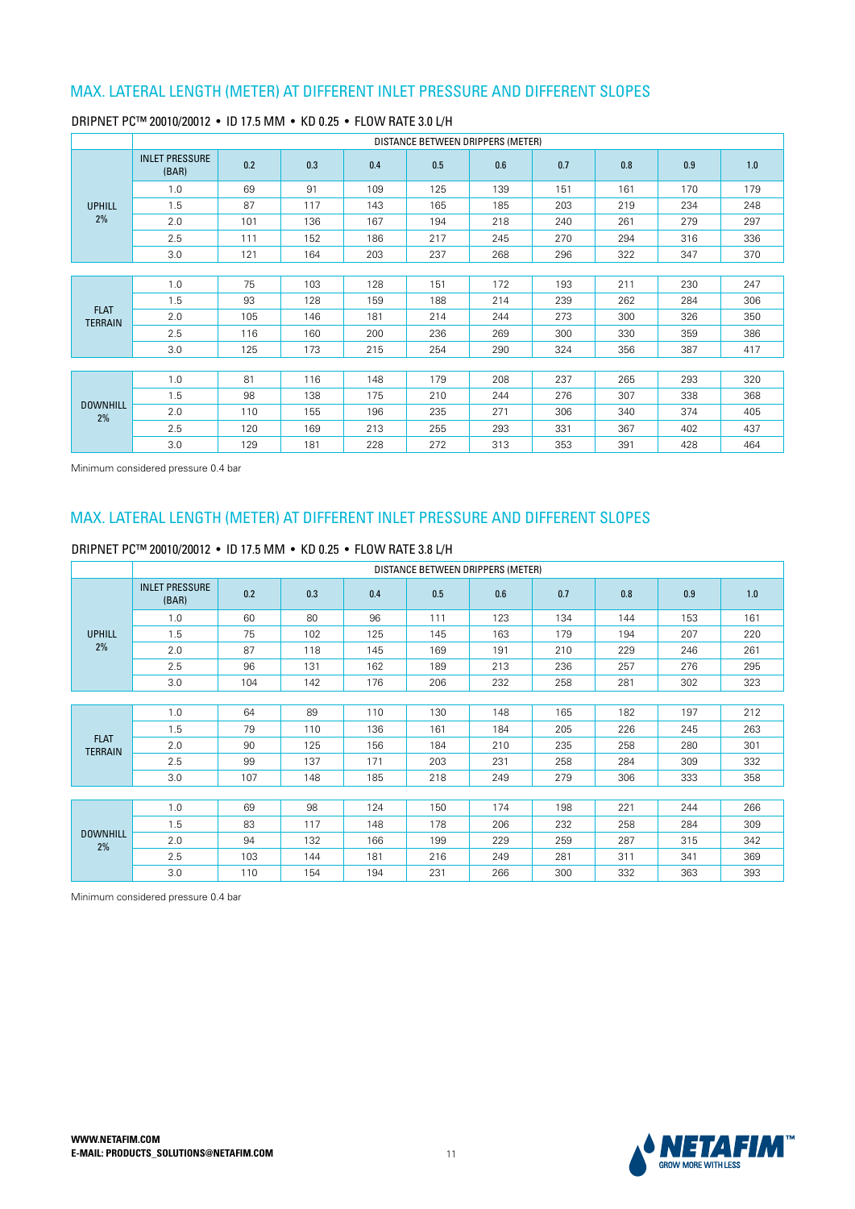## MAX. LATERAL LENGTH (METER) AT DIFFERENT INLET PRESSURE AND DIFFERENT SLOPES

### DRIPNET PC™ 20010/20012 • ID 17.5 MM • KD 0.25 • FLOW RATE 3.0 L/H

| | DISTANCE BETWEEN DRIPPERS (METER) | | | | | | | | | |
|---|---|---|---|---|---|---|---|---|---|---|
| | INLET PRESSURE (BAR) | 0.2 | 0.3 | 0.4 | 0.5 | 0.6 | 0.7 | 0.8 | 0.9 | 1.0 |
| UPHILL 2% | 1.0 | 69 | 91 | 109 | 125 | 139 | 151 | 161 | 170 | 179 |
| | 1.5 | 87 | 117 | 143 | 165 | 185 | 203 | 219 | 234 | 248 |
| | 2.0 | 101 | 136 | 167 | 194 | 218 | 240 | 261 | 279 | 297 |
| | 2.5 | 111 | 152 | 186 | 217 | 245 | 270 | 294 | 316 | 336 |
| | 3.0 | 121 | 164 | 203 | 237 | 268 | 296 | 322 | 347 | 370 |
| FLAT TERRAIN | 1.0 | 75 | 103 | 128 | 151 | 172 | 193 | 211 | 230 | 247 |
| | 1.5 | 93 | 128 | 159 | 188 | 214 | 239 | 262 | 284 | 306 |
| | 2.0 | 105 | 146 | 181 | 214 | 244 | 273 | 300 | 326 | 350 |
| | 2.5 | 116 | 160 | 200 | 236 | 269 | 300 | 330 | 359 | 386 |
| | 3.0 | 125 | 173 | 215 | 254 | 290 | 324 | 356 | 387 | 417 |
| DOWNHILL 2% | 1.0 | 81 | 116 | 148 | 179 | 208 | 237 | 265 | 293 | 320 |
| | 1.5 | 98 | 138 | 175 | 210 | 244 | 276 | 307 | 338 | 368 |
| | 2.0 | 110 | 155 | 196 | 235 | 271 | 306 | 340 | 374 | 405 |
| | 2.5 | 120 | 169 | 213 | 255 | 293 | 331 | 367 | 402 | 437 |
| | 3.0 | 129 | 181 | 228 | 272 | 313 | 353 | 391 | 428 | 464 |

Minimum considered pressure 0.4 bar

## MAX. LATERAL LENGTH (METER) AT DIFFERENT INLET PRESSURE AND DIFFERENT SLOPES

### DRIPNET PC™ 20010/20012 • ID 17.5 MM • KD 0.25 • FLOW RATE 3.8 L/H

| | DISTANCE BETWEEN DRIPPERS (METER) | | | | | | | | | |
|---|---|---|---|---|---|---|---|---|---|---|
| | INLET PRESSURE (BAR) | 0.2 | 0.3 | 0.4 | 0.5 | 0.6 | 0.7 | 0.8 | 0.9 | 1.0 |
| UPHILL 2% | 1.0 | 60 | 80 | 96 | 111 | 123 | 134 | 144 | 153 | 161 |
| | 1.5 | 75 | 102 | 125 | 145 | 163 | 179 | 194 | 207 | 220 |
| | 2.0 | 87 | 118 | 145 | 169 | 191 | 210 | 229 | 246 | 261 |
| | 2.5 | 96 | 131 | 162 | 189 | 213 | 236 | 257 | 276 | 295 |
| | 3.0 | 104 | 142 | 176 | 206 | 232 | 258 | 281 | 302 | 323 |
| FLAT TERRAIN | 1.0 | 64 | 89 | 110 | 130 | 148 | 165 | 182 | 197 | 212 |
| | 1.5 | 79 | 110 | 136 | 161 | 184 | 205 | 226 | 245 | 263 |
| | 2.0 | 90 | 125 | 156 | 184 | 210 | 235 | 258 | 280 | 301 |
| | 2.5 | 99 | 137 | 171 | 203 | 231 | 258 | 284 | 309 | 332 |
| | 3.0 | 107 | 148 | 185 | 218 | 249 | 279 | 306 | 333 | 358 |
| DOWNHILL 2% | 1.0 | 69 | 98 | 124 | 150 | 174 | 198 | 221 | 244 | 266 |
| | 1.5 | 83 | 117 | 148 | 178 | 206 | 232 | 258 | 284 | 309 |
| | 2.0 | 94 | 132 | 166 | 199 | 229 | 259 | 287 | 315 | 342 |
| | 2.5 | 103 | 144 | 181 | 216 | 249 | 281 | 311 | 341 | 369 |
| | 3.0 | 110 | 154 | 194 | 231 | 266 | 300 | 332 | 363 | 393 |

Minimum considered pressure 0.4 bar

**WWW.NETAFIM.COM**
**E-MAIL: PRODUCTS_SOLUTIONS@NETAFIM.COM**

NETAFIM™ GROW MORE WITH LESS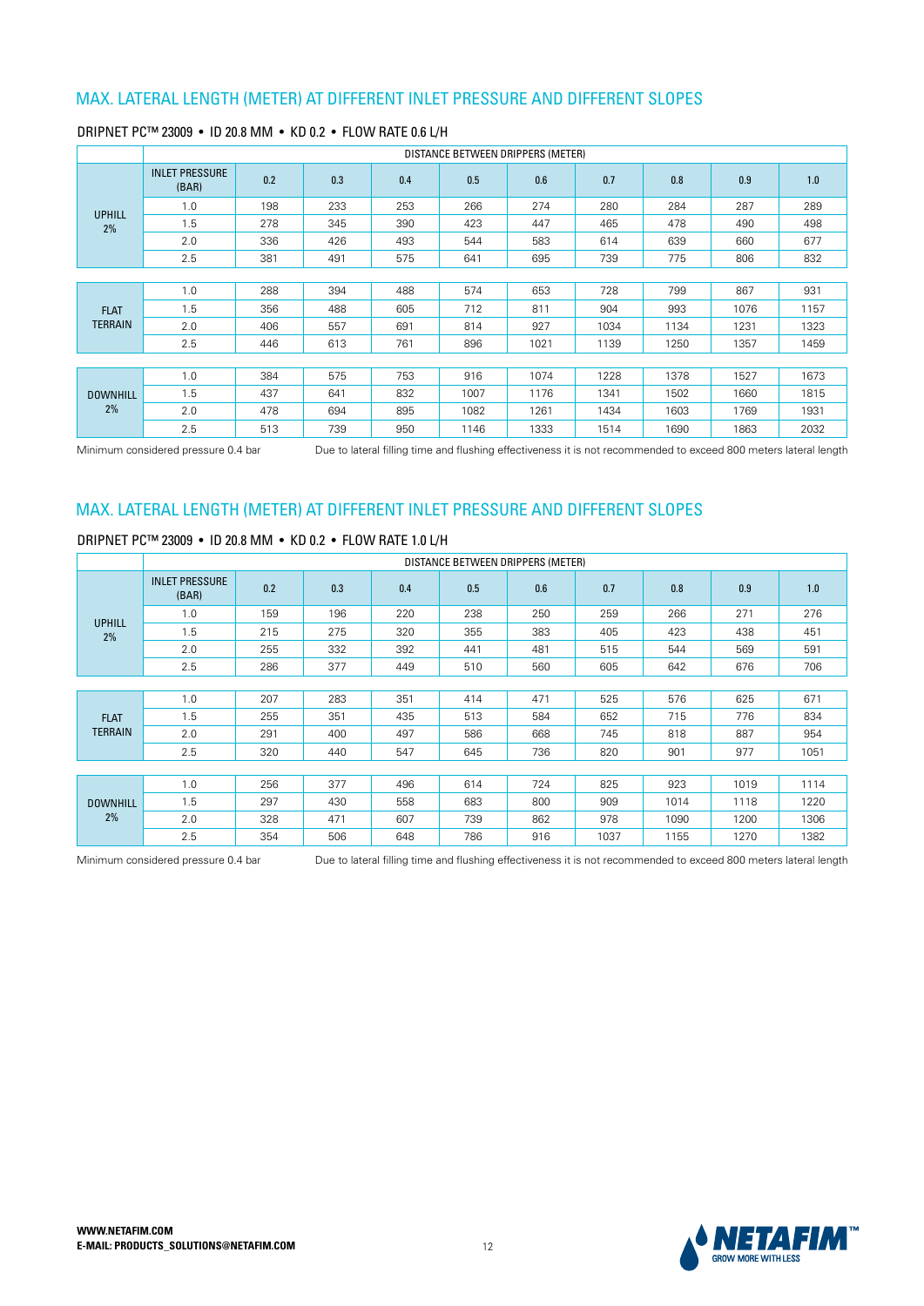## MAX. LATERAL LENGTH (METER) AT DIFFERENT INLET PRESSURE AND DIFFERENT SLOPES

DRIPNET PC™ 23009 • ID 20.8 MM • KD 0.2 • FLOW RATE 0.6 L/H

| | DISTANCE BETWEEN DRIPPERS (METER) | | | | | | | | | |
|---|---|---|---|---|---|---|---|---|---|---|
| | INLET PRESSURE (BAR) | 0.2 | 0.3 | 0.4 | 0.5 | 0.6 | 0.7 | 0.8 | 0.9 | 1.0 |
| UPHILL 2% | 1.0 | 198 | 233 | 253 | 266 | 274 | 280 | 284 | 287 | 289 |
| | 1.5 | 278 | 345 | 390 | 423 | 447 | 465 | 478 | 490 | 498 |
| | 2.0 | 336 | 426 | 493 | 544 | 583 | 614 | 639 | 660 | 677 |
| | 2.5 | 381 | 491 | 575 | 641 | 695 | 739 | 775 | 806 | 832 |
| FLAT TERRAIN | 1.0 | 288 | 394 | 488 | 574 | 653 | 728 | 799 | 867 | 931 |
| | 1.5 | 356 | 488 | 605 | 712 | 811 | 904 | 993 | 1076 | 1157 |
| | 2.0 | 406 | 557 | 691 | 814 | 927 | 1034 | 1134 | 1231 | 1323 |
| | 2.5 | 446 | 613 | 761 | 896 | 1021 | 1139 | 1250 | 1357 | 1459 |
| DOWNHILL 2% | 1.0 | 384 | 575 | 753 | 916 | 1074 | 1228 | 1378 | 1527 | 1673 |
| | 1.5 | 437 | 641 | 832 | 1007 | 1176 | 1341 | 1502 | 1660 | 1815 |
| | 2.0 | 478 | 694 | 895 | 1082 | 1261 | 1434 | 1603 | 1769 | 1931 |
| | 2.5 | 513 | 739 | 950 | 1146 | 1333 | 1514 | 1690 | 1863 | 2032 |

Minimum considered pressure 0.4 bar

Due to lateral filling time and flushing effectiveness it is not recommended to exceed 800 meters lateral length

## MAX. LATERAL LENGTH (METER) AT DIFFERENT INLET PRESSURE AND DIFFERENT SLOPES

DRIPNET PC™ 23009 • ID 20.8 MM • KD 0.2 • FLOW RATE 1.0 L/H

| | DISTANCE BETWEEN DRIPPERS (METER) | | | | | | | | | |
|---|---|---|---|---|---|---|---|---|---|---|
| | INLET PRESSURE (BAR) | 0.2 | 0.3 | 0.4 | 0.5 | 0.6 | 0.7 | 0.8 | 0.9 | 1.0 |
| UPHILL 2% | 1.0 | 159 | 196 | 220 | 238 | 250 | 259 | 266 | 271 | 276 |
| | 1.5 | 215 | 275 | 320 | 355 | 383 | 405 | 423 | 438 | 451 |
| | 2.0 | 255 | 332 | 392 | 441 | 481 | 515 | 544 | 569 | 591 |
| | 2.5 | 286 | 377 | 449 | 510 | 560 | 605 | 642 | 676 | 706 |
| FLAT TERRAIN | 1.0 | 207 | 283 | 351 | 414 | 471 | 525 | 576 | 625 | 671 |
| | 1.5 | 255 | 351 | 435 | 513 | 584 | 652 | 715 | 776 | 834 |
| | 2.0 | 291 | 400 | 497 | 586 | 668 | 745 | 818 | 887 | 954 |
| | 2.5 | 320 | 440 | 547 | 645 | 736 | 820 | 901 | 977 | 1051 |
| DOWNHILL 2% | 1.0 | 256 | 377 | 496 | 614 | 724 | 825 | 923 | 1019 | 1114 |
| | 1.5 | 297 | 430 | 558 | 683 | 800 | 909 | 1014 | 1118 | 1220 |
| | 2.0 | 328 | 471 | 607 | 739 | 862 | 978 | 1090 | 1200 | 1306 |
| | 2.5 | 354 | 506 | 648 | 786 | 916 | 1037 | 1155 | 1270 | 1382 |

Minimum considered pressure 0.4 bar

Due to lateral filling time and flushing effectiveness it is not recommended to exceed 800 meters lateral length

**WWW.NETAFIM.COM**
**E-MAIL: PRODUCTS_SOLUTIONS@NETAFIM.COM**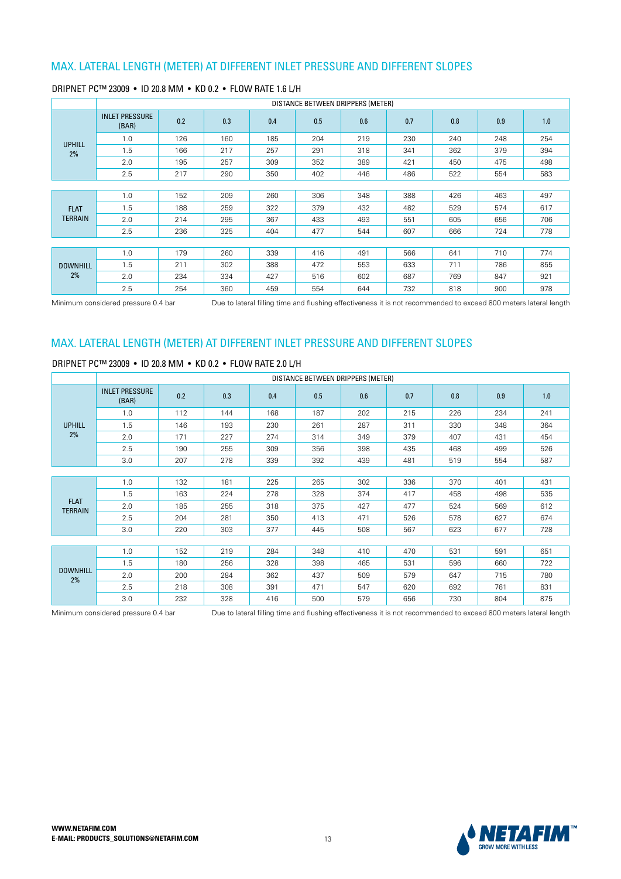## MAX. LATERAL LENGTH (METER) AT DIFFERENT INLET PRESSURE AND DIFFERENT SLOPES

DRIPNET PC™ 23009 • ID 20.8 MM • KD 0.2 • FLOW RATE 1.6 L/H

| | DISTANCE BETWEEN DRIPPERS (METER) | | | | | | | | | |
|---|---|---|---|---|---|---|---|---|---|---|
| | INLET PRESSURE (BAR) | 0.2 | 0.3 | 0.4 | 0.5 | 0.6 | 0.7 | 0.8 | 0.9 | 1.0 |
| UPHILL 2% | 1.0 | 126 | 160 | 185 | 204 | 219 | 230 | 240 | 248 | 254 |
| | 1.5 | 166 | 217 | 257 | 291 | 318 | 341 | 362 | 379 | 394 |
| | 2.0 | 195 | 257 | 309 | 352 | 389 | 421 | 450 | 475 | 498 |
| | 2.5 | 217 | 290 | 350 | 402 | 446 | 486 | 522 | 554 | 583 |
| FLAT TERRAIN | 1.0 | 152 | 209 | 260 | 306 | 348 | 388 | 426 | 463 | 497 |
| | 1.5 | 188 | 259 | 322 | 379 | 432 | 482 | 529 | 574 | 617 |
| | 2.0 | 214 | 295 | 367 | 433 | 493 | 551 | 605 | 656 | 706 |
| | 2.5 | 236 | 325 | 404 | 477 | 544 | 607 | 666 | 724 | 778 |
| DOWNHILL 2% | 1.0 | 179 | 260 | 339 | 416 | 491 | 566 | 641 | 710 | 774 |
| | 1.5 | 211 | 302 | 388 | 472 | 553 | 633 | 711 | 786 | 855 |
| | 2.0 | 234 | 334 | 427 | 516 | 602 | 687 | 769 | 847 | 921 |
| | 2.5 | 254 | 360 | 459 | 554 | 644 | 732 | 818 | 900 | 978 |

Minimum considered pressure 0.4 bar

Due to lateral filling time and flushing effectiveness it is not recommended to exceed 800 meters lateral length

## MAX. LATERAL LENGTH (METER) AT DIFFERENT INLET PRESSURE AND DIFFERENT SLOPES

DRIPNET PC™ 23009 • ID 20.8 MM • KD 0.2 • FLOW RATE 2.0 L/H

| | DISTANCE BETWEEN DRIPPERS (METER) | | | | | | | | | |
|---|---|---|---|---|---|---|---|---|---|---|
| | INLET PRESSURE (BAR) | 0.2 | 0.3 | 0.4 | 0.5 | 0.6 | 0.7 | 0.8 | 0.9 | 1.0 |
| UPHILL 2% | 1.0 | 112 | 144 | 168 | 187 | 202 | 215 | 226 | 234 | 241 |
| | 1.5 | 146 | 193 | 230 | 261 | 287 | 311 | 330 | 348 | 364 |
| | 2.0 | 171 | 227 | 274 | 314 | 349 | 379 | 407 | 431 | 454 |
| | 2.5 | 190 | 255 | 309 | 356 | 398 | 435 | 468 | 499 | 526 |
| | 3.0 | 207 | 278 | 339 | 392 | 439 | 481 | 519 | 554 | 587 |
| FLAT TERRAIN | 1.0 | 132 | 181 | 225 | 265 | 302 | 336 | 370 | 401 | 431 |
| | 1.5 | 163 | 224 | 278 | 328 | 374 | 417 | 458 | 498 | 535 |
| | 2.0 | 185 | 255 | 318 | 375 | 427 | 477 | 524 | 569 | 612 |
| | 2.5 | 204 | 281 | 350 | 413 | 471 | 526 | 578 | 627 | 674 |
| | 3.0 | 220 | 303 | 377 | 445 | 508 | 567 | 623 | 677 | 728 |
| DOWNHILL 2% | 1.0 | 152 | 219 | 284 | 348 | 410 | 470 | 531 | 591 | 651 |
| | 1.5 | 180 | 256 | 328 | 398 | 465 | 531 | 596 | 660 | 722 |
| | 2.0 | 200 | 284 | 362 | 437 | 509 | 579 | 647 | 715 | 780 |
| | 2.5 | 218 | 308 | 391 | 471 | 547 | 620 | 692 | 761 | 831 |
| | 3.0 | 232 | 328 | 416 | 500 | 579 | 656 | 730 | 804 | 875 |

Minimum considered pressure 0.4 bar

Due to lateral filling time and flushing effectiveness it is not recommended to exceed 800 meters lateral length

WWW.NETAFIM.COM
E-MAIL: PRODUCTS_SOLUTIONS@NETAFIM.COM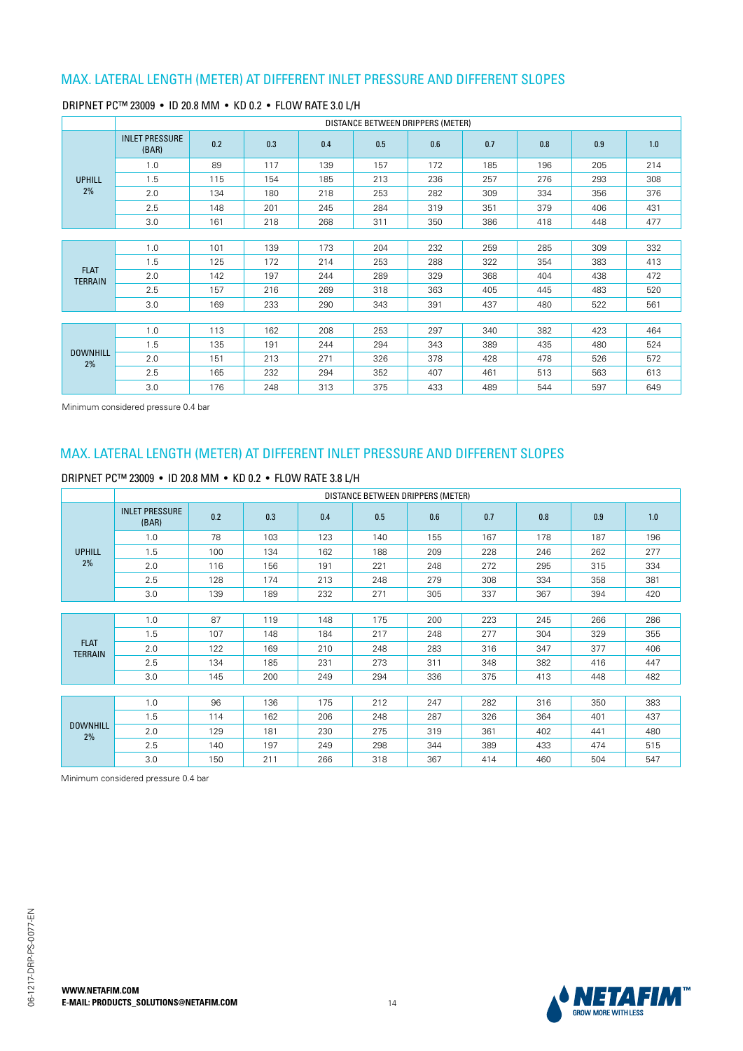## MAX. LATERAL LENGTH (METER) AT DIFFERENT INLET PRESSURE AND DIFFERENT SLOPES

### DRIPNET PC™ 23009 • ID 20.8 MM • KD 0.2 • FLOW RATE 3.0 L/H

| | DISTANCE BETWEEN DRIPPERS (METER) | | | | | | | | | |
|---|---|---|---|---|---|---|---|---|---|---|
| | INLET PRESSURE (BAR) | 0.2 | 0.3 | 0.4 | 0.5 | 0.6 | 0.7 | 0.8 | 0.9 | 1.0 |
| UPHILL 2% | 1.0 | 89 | 117 | 139 | 157 | 172 | 185 | 196 | 205 | 214 |
| | 1.5 | 115 | 154 | 185 | 213 | 236 | 257 | 276 | 293 | 308 |
| | 2.0 | 134 | 180 | 218 | 253 | 282 | 309 | 334 | 356 | 376 |
| | 2.5 | 148 | 201 | 245 | 284 | 319 | 351 | 379 | 406 | 431 |
| | 3.0 | 161 | 218 | 268 | 311 | 350 | 386 | 418 | 448 | 477 |
| FLAT TERRAIN | 1.0 | 101 | 139 | 173 | 204 | 232 | 259 | 285 | 309 | 332 |
| | 1.5 | 125 | 172 | 214 | 253 | 288 | 322 | 354 | 383 | 413 |
| | 2.0 | 142 | 197 | 244 | 289 | 329 | 368 | 404 | 438 | 472 |
| | 2.5 | 157 | 216 | 269 | 318 | 363 | 405 | 445 | 483 | 520 |
| | 3.0 | 169 | 233 | 290 | 343 | 391 | 437 | 480 | 522 | 561 |
| DOWNHILL 2% | 1.0 | 113 | 162 | 208 | 253 | 297 | 340 | 382 | 423 | 464 |
| | 1.5 | 135 | 191 | 244 | 294 | 343 | 389 | 435 | 480 | 524 |
| | 2.0 | 151 | 213 | 271 | 326 | 378 | 428 | 478 | 526 | 572 |
| | 2.5 | 165 | 232 | 294 | 352 | 407 | 461 | 513 | 563 | 613 |
| | 3.0 | 176 | 248 | 313 | 375 | 433 | 489 | 544 | 597 | 649 |

Minimum considered pressure 0.4 bar

## MAX. LATERAL LENGTH (METER) AT DIFFERENT INLET PRESSURE AND DIFFERENT SLOPES

### DRIPNET PC™ 23009 • ID 20.8 MM • KD 0.2 • FLOW RATE 3.8 L/H

| | DISTANCE BETWEEN DRIPPERS (METER) | | | | | | | | | |
|---|---|---|---|---|---|---|---|---|---|---|
| | INLET PRESSURE (BAR) | 0.2 | 0.3 | 0.4 | 0.5 | 0.6 | 0.7 | 0.8 | 0.9 | 1.0 |
| UPHILL 2% | 1.0 | 78 | 103 | 123 | 140 | 155 | 167 | 178 | 187 | 196 |
| | 1.5 | 100 | 134 | 162 | 188 | 209 | 228 | 246 | 262 | 277 |
| | 2.0 | 116 | 156 | 191 | 221 | 248 | 272 | 295 | 315 | 334 |
| | 2.5 | 128 | 174 | 213 | 248 | 279 | 308 | 334 | 358 | 381 |
| | 3.0 | 139 | 189 | 232 | 271 | 305 | 337 | 367 | 394 | 420 |
| FLAT TERRAIN | 1.0 | 87 | 119 | 148 | 175 | 200 | 223 | 245 | 266 | 286 |
| | 1.5 | 107 | 148 | 184 | 217 | 248 | 277 | 304 | 329 | 355 |
| | 2.0 | 122 | 169 | 210 | 248 | 283 | 316 | 347 | 377 | 406 |
| | 2.5 | 134 | 185 | 231 | 273 | 311 | 348 | 382 | 416 | 447 |
| | 3.0 | 145 | 200 | 249 | 294 | 336 | 375 | 413 | 448 | 482 |
| DOWNHILL 2% | 1.0 | 96 | 136 | 175 | 212 | 247 | 282 | 316 | 350 | 383 |
| | 1.5 | 114 | 162 | 206 | 248 | 287 | 326 | 364 | 401 | 437 |
| | 2.0 | 129 | 181 | 230 | 275 | 319 | 361 | 402 | 441 | 480 |
| | 2.5 | 140 | 197 | 249 | 298 | 344 | 389 | 433 | 474 | 515 |
| | 3.0 | 150 | 211 | 266 | 318 | 367 | 414 | 460 | 504 | 547 |

Minimum considered pressure 0.4 bar

06-1217-DRP-PS-0077-EN

**WWW.NETAFIM.COM**
**E-MAIL: PRODUCTS_SOLUTIONS@NETAFIM.COM**

NETAFIM™ GROW MORE WITH LESS